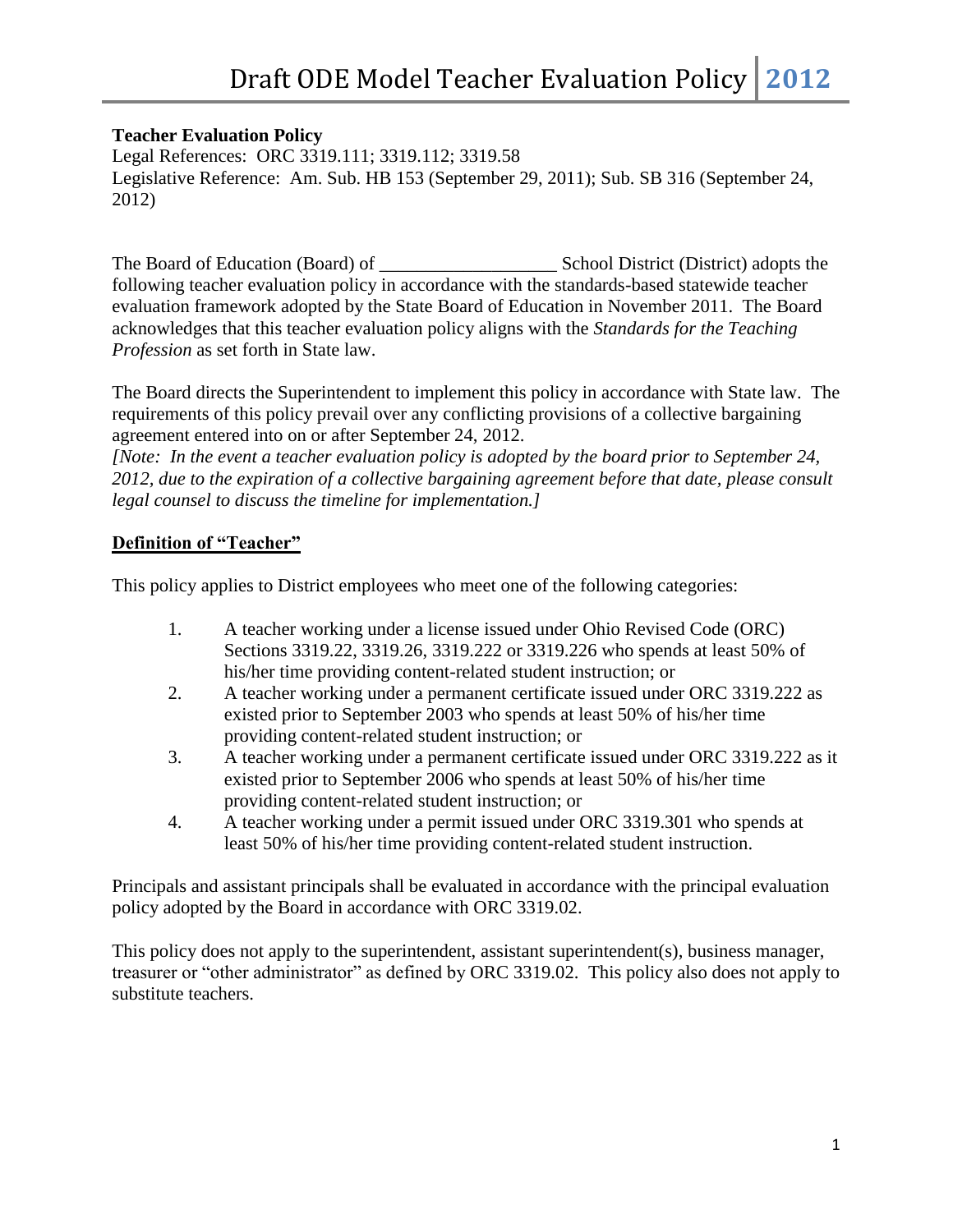**Teacher Evaluation Policy**
Legal References: ORC 3319.111; 3319.112; 3319.58
Legislative Reference: Am. Sub. HB 153 (September 29, 2011); Sub. SB 316 (September 24, 2012)

The Board of Education (Board) of ___________________ School District (District) adopts the following teacher evaluation policy in accordance with the standards-based statewide teacher evaluation framework adopted by the State Board of Education in November 2011. The Board acknowledges that this teacher evaluation policy aligns with the *Standards for the Teaching Profession* as set forth in State law.

The Board directs the Superintendent to implement this policy in accordance with State law. The requirements of this policy prevail over any conflicting provisions of a collective bargaining agreement entered into on or after September 24, 2012.
*[Note: In the event a teacher evaluation policy is adopted by the board prior to September 24, 2012, due to the expiration of a collective bargaining agreement before that date, please consult legal counsel to discuss the timeline for implementation.]*

## Definition of "Teacher"

This policy applies to District employees who meet one of the following categories:

1. A teacher working under a license issued under Ohio Revised Code (ORC) Sections 3319.22, 3319.26, 3319.222 or 3319.226 who spends at least 50% of his/her time providing content-related student instruction; or
2. A teacher working under a permanent certificate issued under ORC 3319.222 as existed prior to September 2003 who spends at least 50% of his/her time providing content-related student instruction; or
3. A teacher working under a permanent certificate issued under ORC 3319.222 as it existed prior to September 2006 who spends at least 50% of his/her time providing content-related student instruction; or
4. A teacher working under a permit issued under ORC 3319.301 who spends at least 50% of his/her time providing content-related student instruction.

Principals and assistant principals shall be evaluated in accordance with the principal evaluation policy adopted by the Board in accordance with ORC 3319.02.

This policy does not apply to the superintendent, assistant superintendent(s), business manager, treasurer or "other administrator" as defined by ORC 3319.02. This policy also does not apply to substitute teachers.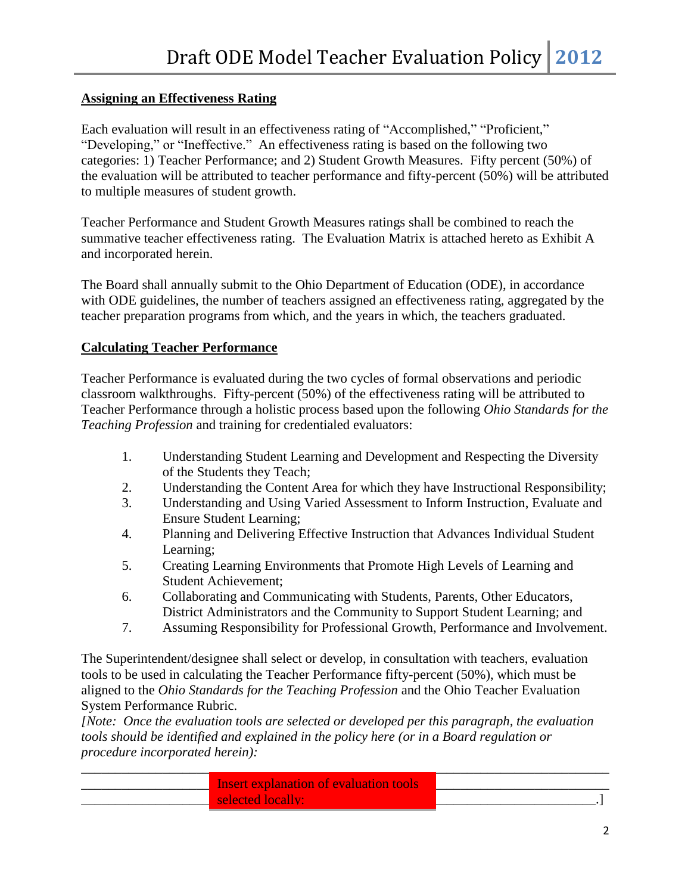**Assigning an Effectiveness Rating**

Each evaluation will result in an effectiveness rating of "Accomplished," "Proficient," "Developing," or "Ineffective." An effectiveness rating is based on the following two categories: 1) Teacher Performance; and 2) Student Growth Measures. Fifty percent (50%) of the evaluation will be attributed to teacher performance and fifty-percent (50%) will be attributed to multiple measures of student growth.

Teacher Performance and Student Growth Measures ratings shall be combined to reach the summative teacher effectiveness rating. The Evaluation Matrix is attached hereto as Exhibit A and incorporated herein.

The Board shall annually submit to the Ohio Department of Education (ODE), in accordance with ODE guidelines, the number of teachers assigned an effectiveness rating, aggregated by the teacher preparation programs from which, and the years in which, the teachers graduated.

**Calculating Teacher Performance**

Teacher Performance is evaluated during the two cycles of formal observations and periodic classroom walkthroughs. Fifty-percent (50%) of the effectiveness rating will be attributed to Teacher Performance through a holistic process based upon the following *Ohio Standards for the Teaching Profession* and training for credentialed evaluators:

1. Understanding Student Learning and Development and Respecting the Diversity of the Students they Teach;
2. Understanding the Content Area for which they have Instructional Responsibility;
3. Understanding and Using Varied Assessment to Inform Instruction, Evaluate and Ensure Student Learning;
4. Planning and Delivering Effective Instruction that Advances Individual Student Learning;
5. Creating Learning Environments that Promote High Levels of Learning and Student Achievement;
6. Collaborating and Communicating with Students, Parents, Other Educators, District Administrators and the Community to Support Student Learning; and
7. Assuming Responsibility for Professional Growth, Performance and Involvement.

The Superintendent/designee shall select or develop, in consultation with teachers, evaluation tools to be used in calculating the Teacher Performance fifty-percent (50%), which must be aligned to the *Ohio Standards for the Teaching Profession* and the Ohio Teacher Evaluation System Performance Rubric.

*[Note: Once the evaluation tools are selected or developed per this paragraph, the evaluation tools should be identified and explained in the policy here (or in a Board regulation or procedure incorporated herein):*

______________________________ Insert explanation of evaluation tools selected locally: ______________________________.]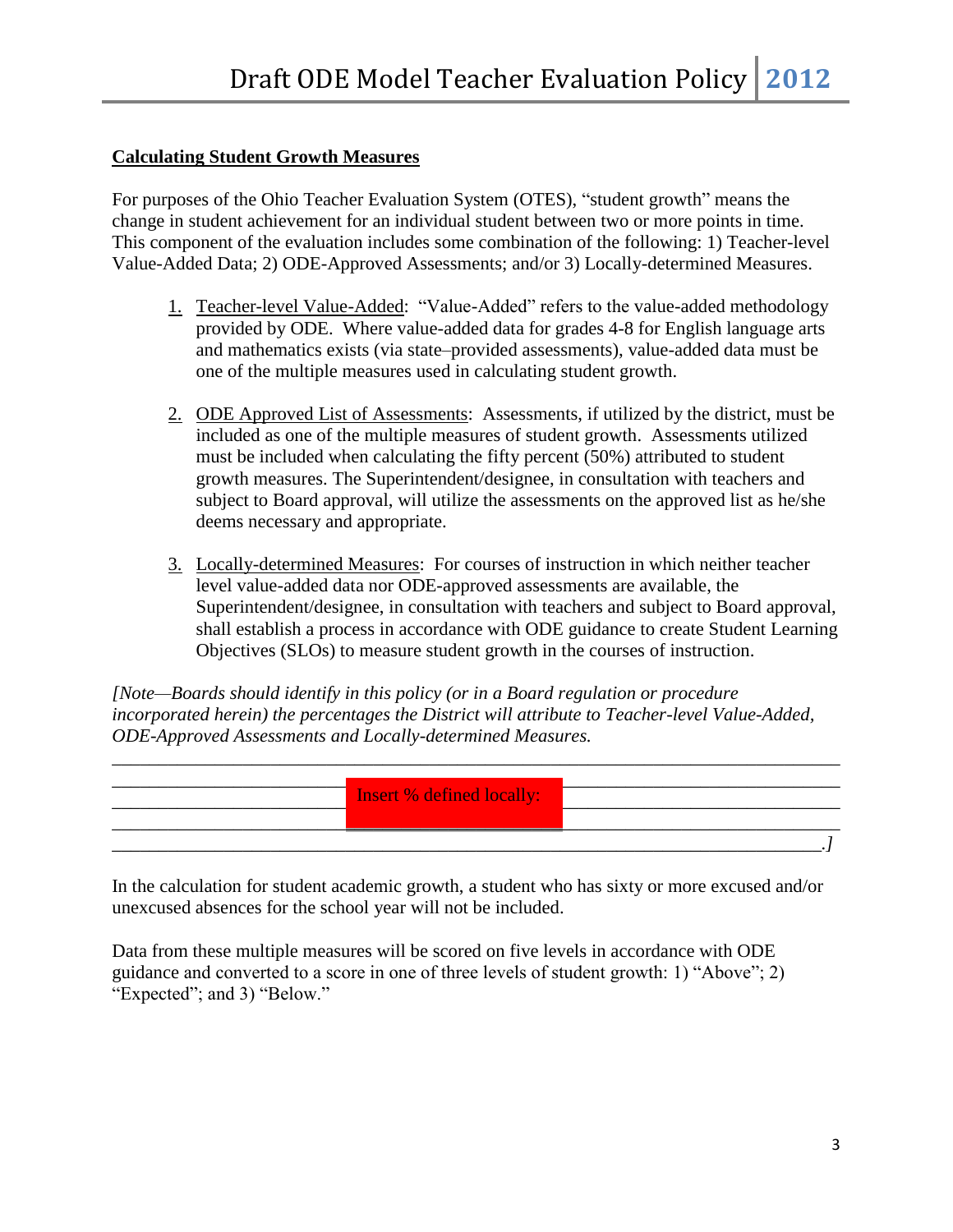**Calculating Student Growth Measures**

For purposes of the Ohio Teacher Evaluation System (OTES), "student growth" means the change in student achievement for an individual student between two or more points in time. This component of the evaluation includes some combination of the following: 1) Teacher-level Value-Added Data; 2) ODE-Approved Assessments; and/or 3) Locally-determined Measures.

1. Teacher-level Value-Added: "Value-Added" refers to the value-added methodology provided by ODE. Where value-added data for grades 4-8 for English language arts and mathematics exists (via state–provided assessments), value-added data must be one of the multiple measures used in calculating student growth.

2. ODE Approved List of Assessments: Assessments, if utilized by the district, must be included as one of the multiple measures of student growth. Assessments utilized must be included when calculating the fifty percent (50%) attributed to student growth measures. The Superintendent/designee, in consultation with teachers and subject to Board approval, will utilize the assessments on the approved list as he/she deems necessary and appropriate.

3. Locally-determined Measures: For courses of instruction in which neither teacher level value-added data nor ODE-approved assessments are available, the Superintendent/designee, in consultation with teachers and subject to Board approval, shall establish a process in accordance with ODE guidance to create Student Learning Objectives (SLOs) to measure student growth in the courses of instruction.

*[Note—Boards should identify in this policy (or in a Board regulation or procedure incorporated herein) the percentages the District will attribute to Teacher-level Value-Added, ODE-Approved Assessments and Locally-determined Measures.*

Insert % defined locally:

______________________________________________________________________________.*]*

In the calculation for student academic growth, a student who has sixty or more excused and/or unexcused absences for the school year will not be included.

Data from these multiple measures will be scored on five levels in accordance with ODE guidance and converted to a score in one of three levels of student growth: 1) "Above"; 2) "Expected"; and 3) "Below."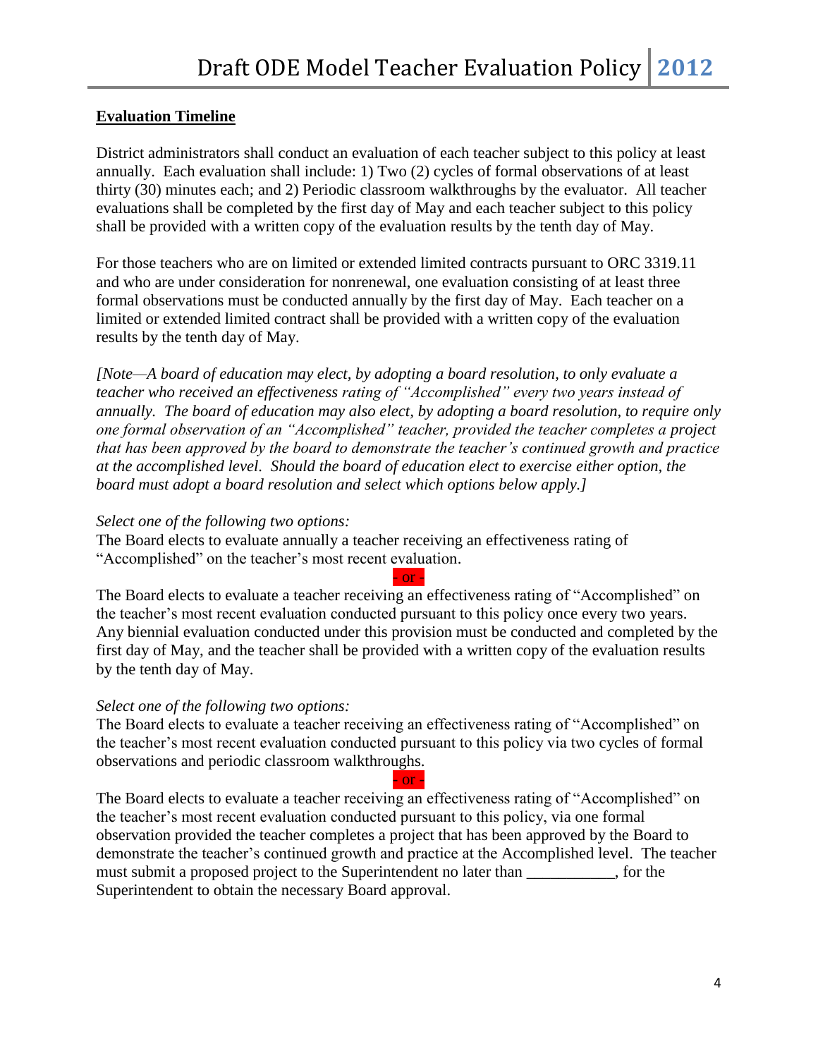**Evaluation Timeline**

District administrators shall conduct an evaluation of each teacher subject to this policy at least annually. Each evaluation shall include: 1) Two (2) cycles of formal observations of at least thirty (30) minutes each; and 2) Periodic classroom walkthroughs by the evaluator. All teacher evaluations shall be completed by the first day of May and each teacher subject to this policy shall be provided with a written copy of the evaluation results by the tenth day of May.

For those teachers who are on limited or extended limited contracts pursuant to ORC 3319.11 and who are under consideration for nonrenewal, one evaluation consisting of at least three formal observations must be conducted annually by the first day of May. Each teacher on a limited or extended limited contract shall be provided with a written copy of the evaluation results by the tenth day of May.

*[Note—A board of education may elect, by adopting a board resolution, to only evaluate a teacher who received an effectiveness rating of "Accomplished" every two years instead of annually. The board of education may also elect, by adopting a board resolution, to require only one formal observation of an "Accomplished" teacher, provided the teacher completes a project that has been approved by the board to demonstrate the teacher's continued growth and practice at the accomplished level. Should the board of education elect to exercise either option, the board must adopt a board resolution and select which options below apply.]*

*Select one of the following two options:*

The Board elects to evaluate annually a teacher receiving an effectiveness rating of "Accomplished" on the teacher's most recent evaluation.

\- or -

The Board elects to evaluate a teacher receiving an effectiveness rating of "Accomplished" on the teacher's most recent evaluation conducted pursuant to this policy once every two years. Any biennial evaluation conducted under this provision must be conducted and completed by the first day of May, and the teacher shall be provided with a written copy of the evaluation results by the tenth day of May.

*Select one of the following two options:*

The Board elects to evaluate a teacher receiving an effectiveness rating of "Accomplished" on the teacher's most recent evaluation conducted pursuant to this policy via two cycles of formal observations and periodic classroom walkthroughs.

\- or -

The Board elects to evaluate a teacher receiving an effectiveness rating of "Accomplished" on the teacher's most recent evaluation conducted pursuant to this policy, via one formal observation provided the teacher completes a project that has been approved by the Board to demonstrate the teacher's continued growth and practice at the Accomplished level. The teacher must submit a proposed project to the Superintendent no later than ___________, for the Superintendent to obtain the necessary Board approval.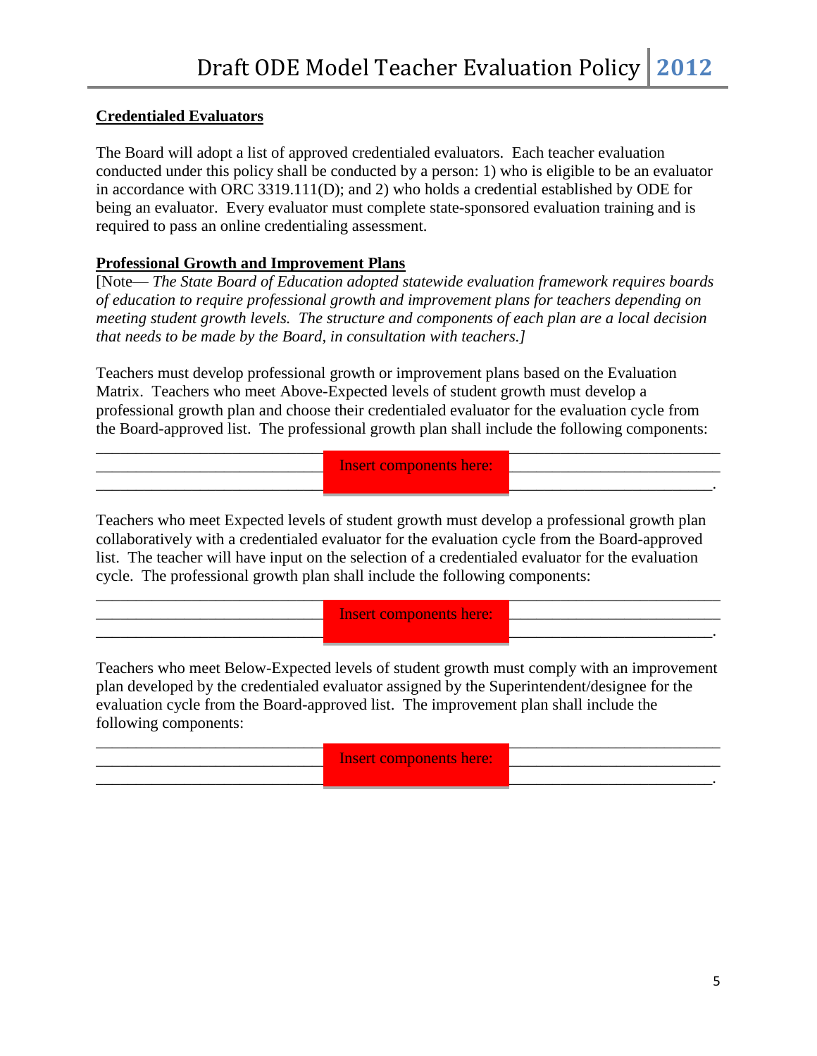**Credentialed Evaluators**

The Board will adopt a list of approved credentialed evaluators. Each teacher evaluation conducted under this policy shall be conducted by a person: 1) who is eligible to be an evaluator in accordance with ORC 3319.111(D); and 2) who holds a credential established by ODE for being an evaluator. Every evaluator must complete state-sponsored evaluation training and is required to pass an online credentialing assessment.

**Professional Growth and Improvement Plans**

[Note— *The State Board of Education adopted statewide evaluation framework requires boards of education to require professional growth and improvement plans for teachers depending on meeting student growth levels. The structure and components of each plan are a local decision that needs to be made by the Board, in consultation with teachers.]*

Teachers must develop professional growth or improvement plans based on the Evaluation Matrix. Teachers who meet Above-Expected levels of student growth must develop a professional growth plan and choose their credentialed evaluator for the evaluation cycle from the Board-approved list. The professional growth plan shall include the following components:

Insert components here: ____________________________________________.

Teachers who meet Expected levels of student growth must develop a professional growth plan collaboratively with a credentialed evaluator for the evaluation cycle from the Board-approved list. The teacher will have input on the selection of a credentialed evaluator for the evaluation cycle. The professional growth plan shall include the following components:

Insert components here: ____________________________________________.

Teachers who meet Below-Expected levels of student growth must comply with an improvement plan developed by the credentialed evaluator assigned by the Superintendent/designee for the evaluation cycle from the Board-approved list. The improvement plan shall include the following components:

Insert components here: ____________________________________________.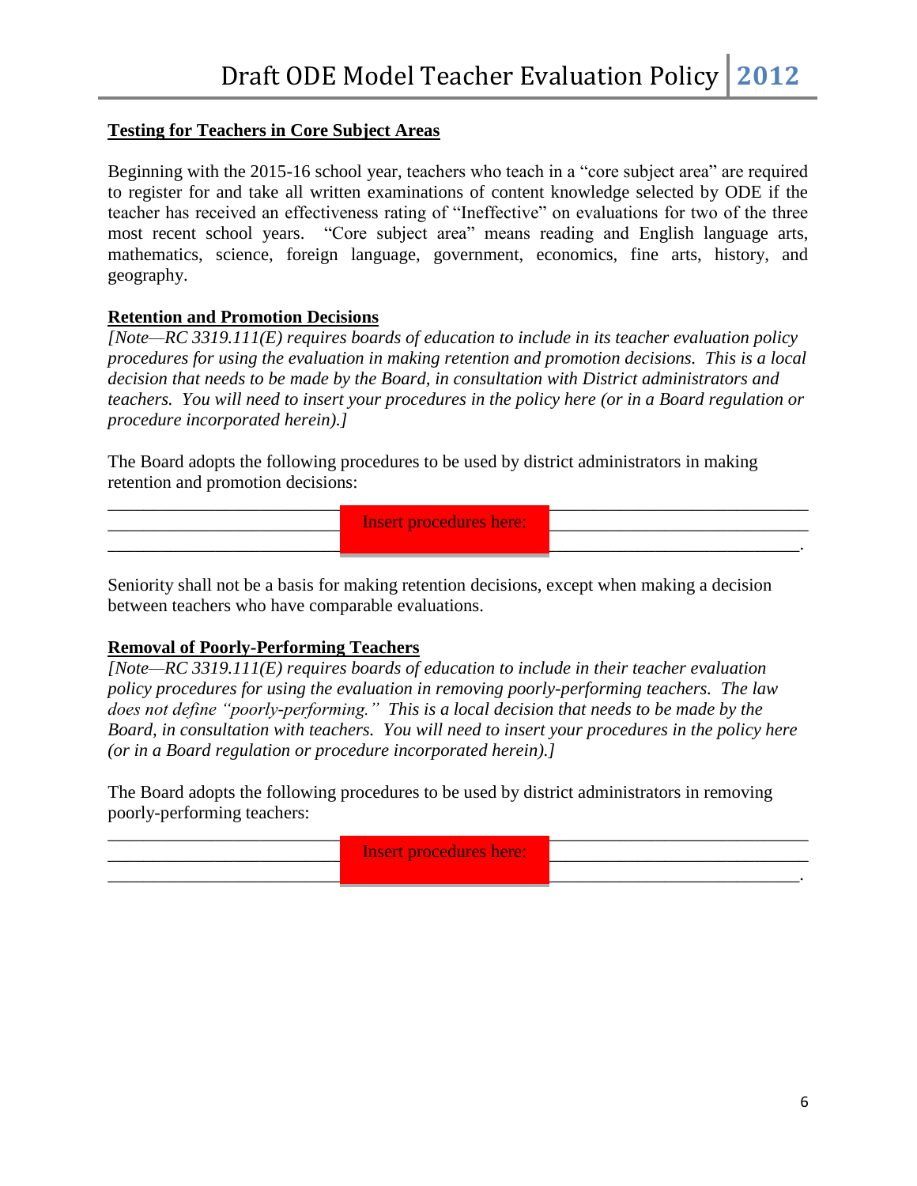**Testing for Teachers in Core Subject Areas**

Beginning with the 2015-16 school year, teachers who teach in a "core subject area" are required to register for and take all written examinations of content knowledge selected by ODE if the teacher has received an effectiveness rating of "Ineffective" on evaluations for two of the three most recent school years. "Core subject area" means reading and English language arts, mathematics, science, foreign language, government, economics, fine arts, history, and geography.

**Retention and Promotion Decisions**

*[Note—RC 3319.111(E) requires boards of education to include in its teacher evaluation policy procedures for using the evaluation in making retention and promotion decisions. This is a local decision that needs to be made by the Board, in consultation with District administrators and teachers. You will need to insert your procedures in the policy here (or in a Board regulation or procedure incorporated herein).]*

The Board adopts the following procedures to be used by district administrators in making retention and promotion decisions:

________________________ Insert procedures here: ________________________
______________________________________________________________________
_____________________________________________________________________.

Seniority shall not be a basis for making retention decisions, except when making a decision between teachers who have comparable evaluations.

**Removal of Poorly-Performing Teachers**

*[Note—RC 3319.111(E) requires boards of education to include in their teacher evaluation policy procedures for using the evaluation in removing poorly-performing teachers. The law does not define "poorly-performing." This is a local decision that needs to be made by the Board, in consultation with teachers. You will need to insert your procedures in the policy here (or in a Board regulation or procedure incorporated herein).]*

The Board adopts the following procedures to be used by district administrators in removing poorly-performing teachers:

________________________ Insert procedures here: ________________________
______________________________________________________________________
_____________________________________________________________________.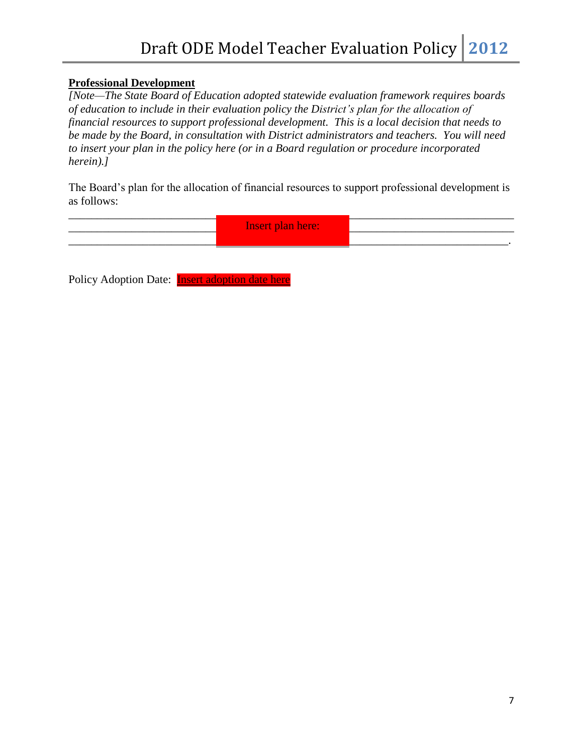**Professional Development**

*[Note—The State Board of Education adopted statewide evaluation framework requires boards of education to include in their evaluation policy the District's plan for the allocation of financial resources to support professional development. This is a local decision that needs to be made by the Board, in consultation with District administrators and teachers. You will need to insert your plan in the policy here (or in a Board regulation or procedure incorporated herein).]*

The Board's plan for the allocation of financial resources to support professional development is as follows:

__________________________ Insert plan here: ____________________________
__________________________ ____________________________
__________________________ ___________________________.

Policy Adoption Date: Insert adoption date here